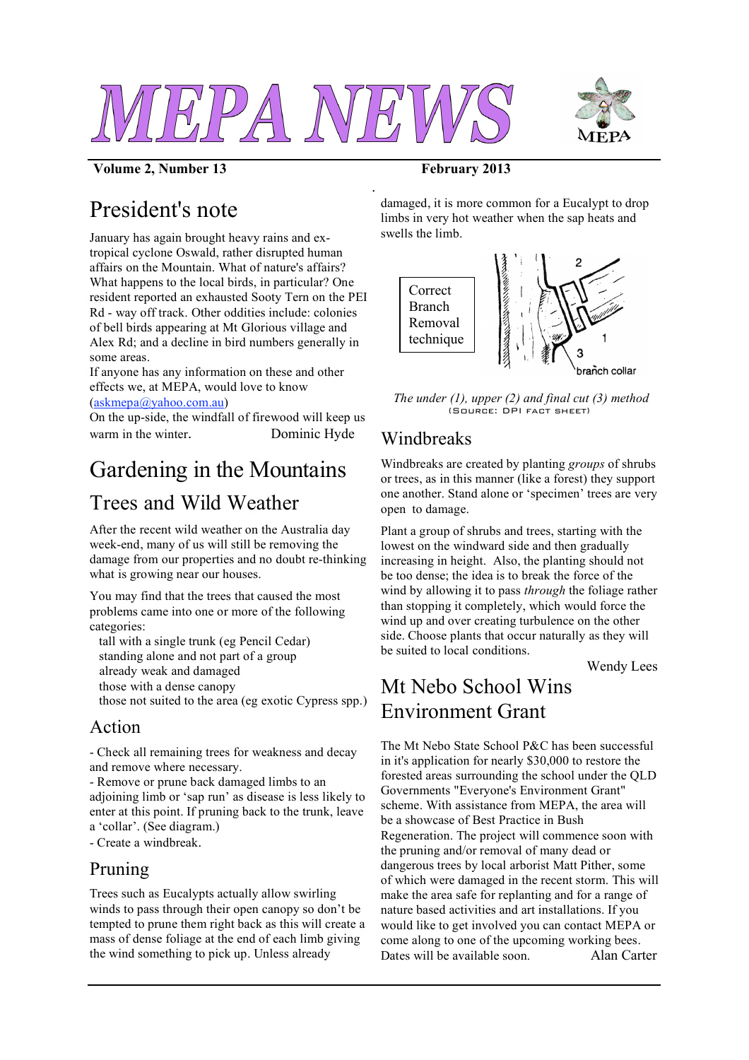# MEPA NEWS

**Volume 2, Number 13** **February 2013**

## President's note

January has again brought heavy rains and ex-tropical cyclone Oswald, rather disrupted human affairs on the Mountain. What of nature's affairs? What happens to the local birds, in particular? One resident reported an exhausted Sooty Tern on the PEI Rd - way off track. Other oddities include: colonies of bell birds appearing at Mt Glorious village and Alex Rd; and a decline in bird numbers generally in some areas.

If anyone has any information on these and other effects we, at MEPA, would love to know (askmepa@yahoo.com.au)

On the up-side, the windfall of firewood will keep us warm in the winter. Dominic Hyde

## Gardening in the Mountains

### Trees and Wild Weather

After the recent wild weather on the Australia day week-end, many of us will still be removing the damage from our properties and no doubt re-thinking what is growing near our houses.

You may find that the trees that caused the most problems came into one or more of the following categories:

- tall with a single trunk (eg Pencil Cedar)
- standing alone and not part of a group
- already weak and damaged
- those with a dense canopy
- those not suited to the area (eg exotic Cypress spp.)

### Action

- Check all remaining trees for weakness and decay and remove where necessary.
- Remove or prune back damaged limbs to an adjoining limb or 'sap run' as disease is less likely to enter at this point. If pruning back to the trunk, leave a 'collar'. (See diagram.)
- Create a windbreak.

### Pruning

Trees such as Eucalypts actually allow swirling winds to pass through their open canopy so don't be tempted to prune them right back as this will create a mass of dense foliage at the end of each limb giving the wind something to pick up. Unless already damaged, it is more common for a Eucalypt to drop limbs in very hot weather when the sap heats and swells the limb.

Correct Branch Removal technique

2
1
3
branch collar

*The under (1), upper (2) and final cut (3) method*
(Source: DPI fact sheet)

### Windbreaks

Windbreaks are created by planting *groups* of shrubs or trees, as in this manner (like a forest) they support one another. Stand alone or 'specimen' trees are very open to damage.

Plant a group of shrubs and trees, starting with the lowest on the windward side and then gradually increasing in height. Also, the planting should not be too dense; the idea is to break the force of the wind by allowing it to pass *through* the foliage rather than stopping it completely, which would force the wind up and over creating turbulence on the other side. Choose plants that occur naturally as they will be suited to local conditions.

Wendy Lees

## Mt Nebo School Wins Environment Grant

The Mt Nebo State School P&C has been successful in it's application for nearly $30,000 to restore the forested areas surrounding the school under the QLD Governments "Everyone's Environment Grant" scheme. With assistance from MEPA, the area will be a showcase of Best Practice in Bush Regeneration. The project will commence soon with the pruning and/or removal of many dead or dangerous trees by local arborist Matt Pither, some of which were damaged in the recent storm. This will make the area safe for replanting and for a range of nature based activities and art installations. If you would like to get involved you can contact MEPA or come along to one of the upcoming working bees. Dates will be available soon. Alan Carter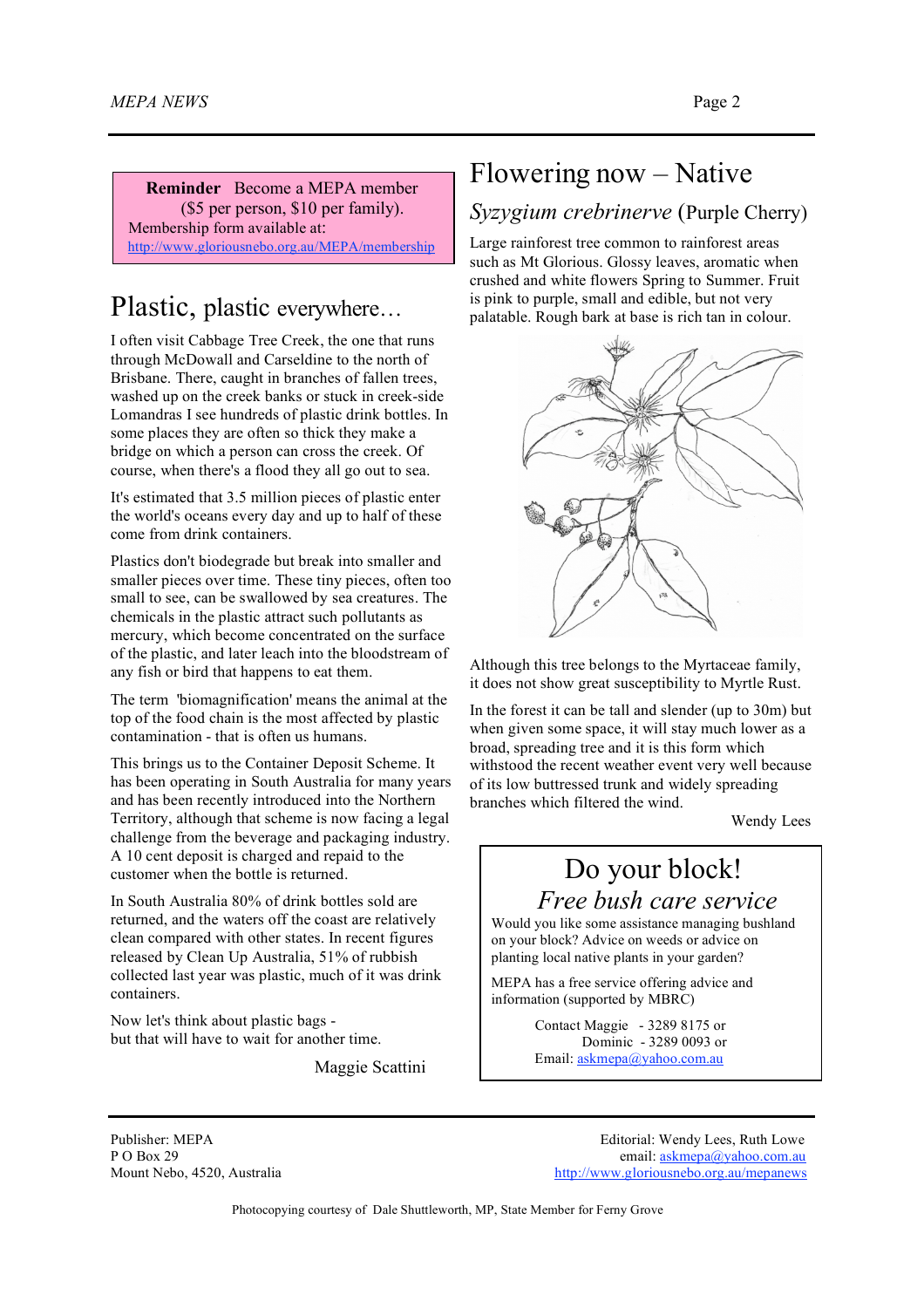**Reminder** Become a MEPA member ($5 per person, $10 per family).
Membership form available at:
http://www.gloriousnebo.org.au/MEPA/membership

# Plastic, plastic everywhere…

I often visit Cabbage Tree Creek, the one that runs through McDowall and Carseldine to the north of Brisbane. There, caught in branches of fallen trees, washed up on the creek banks or stuck in creek-side Lomandras I see hundreds of plastic drink bottles. In some places they are often so thick they make a bridge on which a person can cross the creek. Of course, when there's a flood they all go out to sea.

It's estimated that 3.5 million pieces of plastic enter the world's oceans every day and up to half of these come from drink containers.

Plastics don't biodegrade but break into smaller and smaller pieces over time. These tiny pieces, often too small to see, can be swallowed by sea creatures. The chemicals in the plastic attract such pollutants as mercury, which become concentrated on the surface of the plastic, and later leach into the bloodstream of any fish or bird that happens to eat them.

The term 'biomagnification' means the animal at the top of the food chain is the most affected by plastic contamination - that is often us humans.

This brings us to the Container Deposit Scheme. It has been operating in South Australia for many years and has been recently introduced into the Northern Territory, although that scheme is now facing a legal challenge from the beverage and packaging industry. A 10 cent deposit is charged and repaid to the customer when the bottle is returned.

In South Australia 80% of drink bottles sold are returned, and the waters off the coast are relatively clean compared with other states. In recent figures released by Clean Up Australia, 51% of rubbish collected last year was plastic, much of it was drink containers.

Now let's think about plastic bags -
but that will have to wait for another time.

Maggie Scattini

# Flowering now – Native

## *Syzygium crebrinerve* (Purple Cherry)

Large rainforest tree common to rainforest areas such as Mt Glorious. Glossy leaves, aromatic when crushed and white flowers Spring to Summer. Fruit is pink to purple, small and edible, but not very palatable. Rough bark at base is rich tan in colour.

Although this tree belongs to the Myrtaceae family, it does not show great susceptibility to Myrtle Rust.

In the forest it can be tall and slender (up to 30m) but when given some space, it will stay much lower as a broad, spreading tree and it is this form which withstood the recent weather event very well because of its low buttressed trunk and widely spreading branches which filtered the wind.

Wendy Lees

# Do your block!

## *Free bush care service*

Would you like some assistance managing bushland on your block? Advice on weeds or advice on planting local native plants in your garden?

MEPA has a free service offering advice and information (supported by MBRC)

Contact Maggie - 3289 8175 or
Dominic - 3289 0093 or
Email: askmepa@yahoo.com.au

Publisher: MEPA
P O Box 29
Mount Nebo, 4520, Australia

Editorial: Wendy Lees, Ruth Lowe
email: askmepa@yahoo.com.au
http://www.gloriousnebo.org.au/mepanews

Photocopying courtesy of Dale Shuttleworth, MP, State Member for Ferny Grove